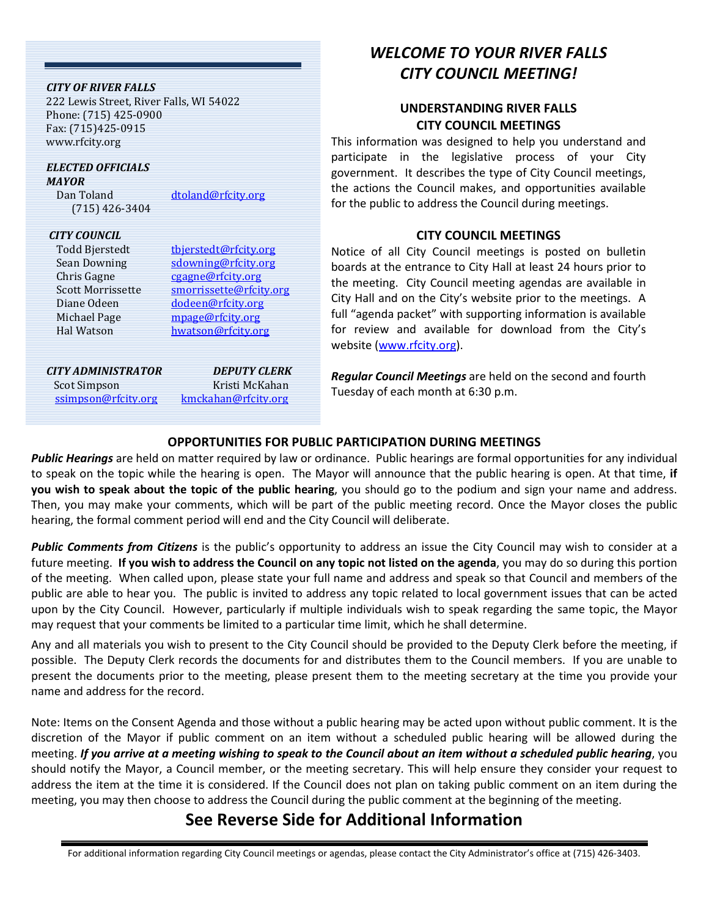**_CITY OF RIVER FALLS_**
222 Lewis Street, River Falls, WI 54022
Phone: (715) 425-0900
Fax: (715)425-0915
www.rfcity.org

**_ELECTED OFFICIALS_**

**_MAYOR_**

| | |
|---|---|
| Dan Toland (715) 426-3404 | dtoland@rfcity.org |

**_CITY COUNCIL_**

| | |
|---|---|
| Todd Bjerstedt | tbjerstedt@rfcity.org |
| Sean Downing | sdowning@rfcity.org |
| Chris Gagne | cgagne@rfcity.org |
| Scott Morrissette | smorrissette@rfcity.org |
| Diane Odeen | dodeen@rfcity.org |
| Michael Page | mpage@rfcity.org |
| Hal Watson | hwatson@rfcity.org |

| **_CITY ADMINISTRATOR_** | **_DEPUTY CLERK_** |
|---|---|
| Scot Simpson | Kristi McKahan |
| ssimpson@rfcity.org | kmckahan@rfcity.org |

# *WELCOME TO YOUR RIVER FALLS CITY COUNCIL MEETING!*

## UNDERSTANDING RIVER FALLS CITY COUNCIL MEETINGS

This information was designed to help you understand and participate in the legislative process of your City government. It describes the type of City Council meetings, the actions the Council makes, and opportunities available for the public to address the Council during meetings.

## CITY COUNCIL MEETINGS

Notice of all City Council meetings is posted on bulletin boards at the entrance to City Hall at least 24 hours prior to the meeting. City Council meeting agendas are available in City Hall and on the City's website prior to the meetings. A full "agenda packet" with supporting information is available for review and available for download from the City's website (www.rfcity.org).

***Regular Council Meetings*** are held on the second and fourth Tuesday of each month at 6:30 p.m.

## OPPORTUNITIES FOR PUBLIC PARTICIPATION DURING MEETINGS

***Public Hearings*** are held on matter required by law or ordinance. Public hearings are formal opportunities for any individual to speak on the topic while the hearing is open. The Mayor will announce that the public hearing is open. At that time, **if you wish to speak about the topic of the public hearing**, you should go to the podium and sign your name and address. Then, you may make your comments, which will be part of the public meeting record. Once the Mayor closes the public hearing, the formal comment period will end and the City Council will deliberate.

***Public Comments from Citizens*** is the public's opportunity to address an issue the City Council may wish to consider at a future meeting. **If you wish to address the Council on any topic not listed on the agenda**, you may do so during this portion of the meeting. When called upon, please state your full name and address and speak so that Council and members of the public are able to hear you. The public is invited to address any topic related to local government issues that can be acted upon by the City Council. However, particularly if multiple individuals wish to speak regarding the same topic, the Mayor may request that your comments be limited to a particular time limit, which he shall determine.

Any and all materials you wish to present to the City Council should be provided to the Deputy Clerk before the meeting, if possible. The Deputy Clerk records the documents for and distributes them to the Council members. If you are unable to present the documents prior to the meeting, please present them to the meeting secretary at the time you provide your name and address for the record.

Note: Items on the Consent Agenda and those without a public hearing may be acted upon without public comment. It is the discretion of the Mayor if public comment on an item without a scheduled public hearing will be allowed during the meeting. ***If you arrive at a meeting wishing to speak to the Council about an item without a scheduled public hearing***, you should notify the Mayor, a Council member, or the meeting secretary. This will help ensure they consider your request to address the item at the time it is considered. If the Council does not plan on taking public comment on an item during the meeting, you may then choose to address the Council during the public comment at the beginning of the meeting.

## See Reverse Side for Additional Information

For additional information regarding City Council meetings or agendas, please contact the City Administrator's office at (715) 426-3403.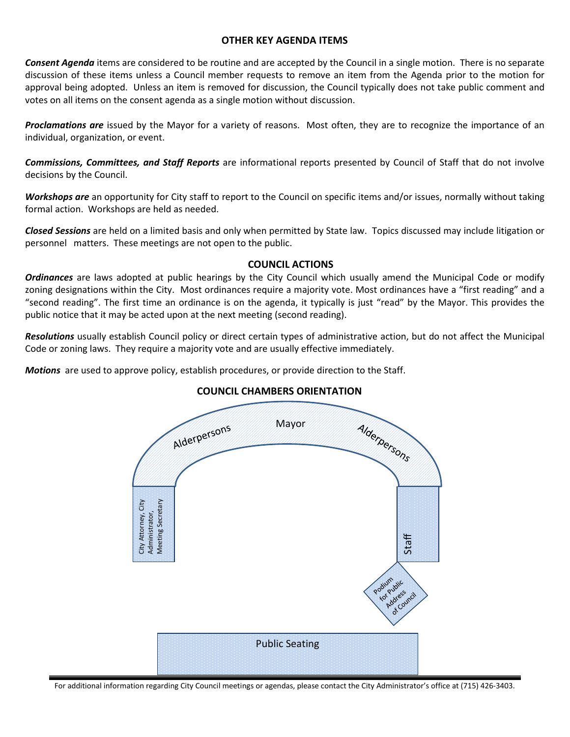## OTHER KEY AGENDA ITEMS

***Consent Agenda*** items are considered to be routine and are accepted by the Council in a single motion. There is no separate discussion of these items unless a Council member requests to remove an item from the Agenda prior to the motion for approval being adopted. Unless an item is removed for discussion, the Council typically does not take public comment and votes on all items on the consent agenda as a single motion without discussion.

***Proclamations are*** issued by the Mayor for a variety of reasons. Most often, they are to recognize the importance of an individual, organization, or event.

***Commissions, Committees, and Staff Reports*** are informational reports presented by Council of Staff that do not involve decisions by the Council.

***Workshops are*** an opportunity for City staff to report to the Council on specific items and/or issues, normally without taking formal action. Workshops are held as needed.

***Closed Sessions*** are held on a limited basis and only when permitted by State law. Topics discussed may include litigation or personnel matters. These meetings are not open to the public.

## COUNCIL ACTIONS

***Ordinances*** are laws adopted at public hearings by the City Council which usually amend the Municipal Code or modify zoning designations within the City. Most ordinances require a majority vote. Most ordinances have a "first reading" and a "second reading". The first time an ordinance is on the agenda, it typically is just "read" by the Mayor. This provides the public notice that it may be acted upon at the next meeting (second reading).

***Resolutions*** usually establish Council policy or direct certain types of administrative action, but do not affect the Municipal Code or zoning laws. They require a majority vote and are usually effective immediately.

***Motions*** are used to approve policy, establish procedures, or provide direction to the Staff.

## COUNCIL CHAMBERS ORIENTATION

Alderpersons

Mayor

Alderpersons

City Attorney, City Administrator, Meeting Secretary

Staff

Podium for Public Address of Council

Public Seating

For additional information regarding City Council meetings or agendas, please contact the City Administrator's office at (715) 426-3403.